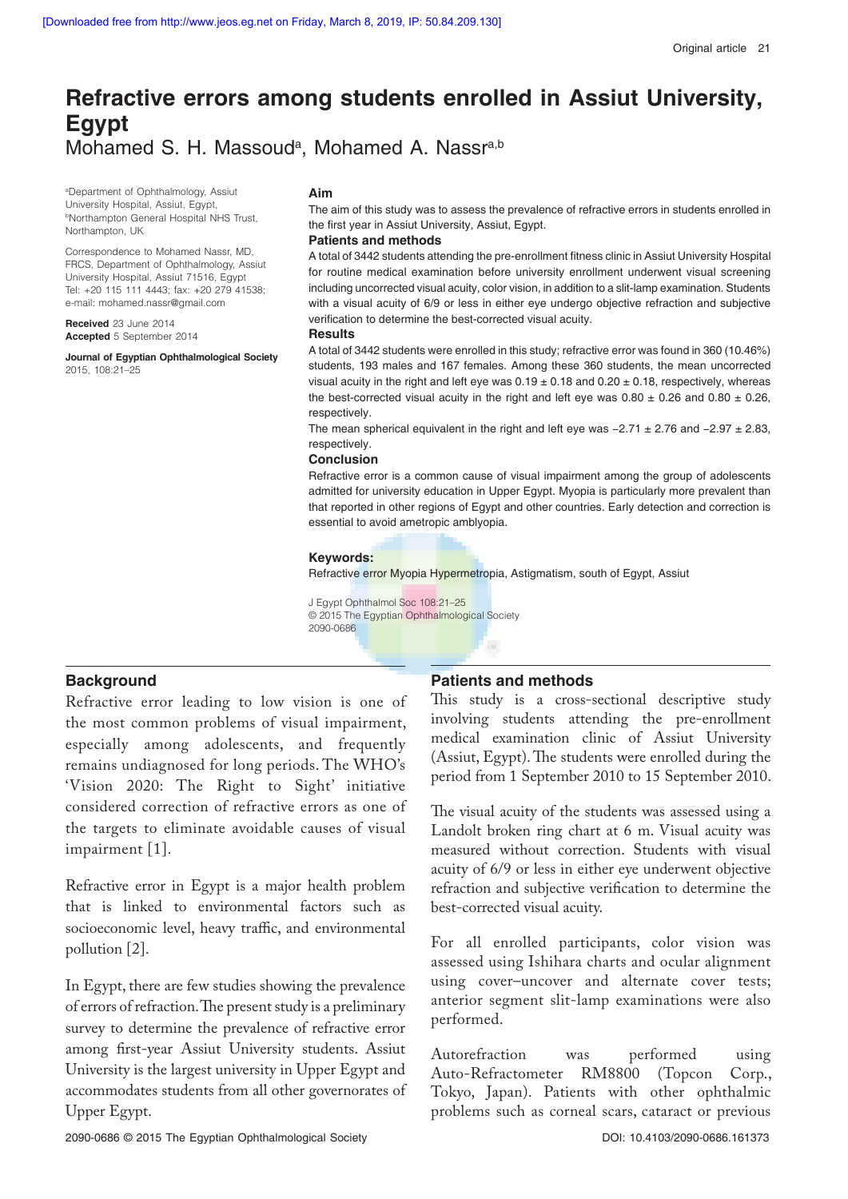# Refractive errors among students enrolled in Assiut University, Egypt

Mohamed S. H. Massoud[a], Mohamed A. Nassr[a,b]

[a]Department of Ophthalmology, Assiut University Hospital, Assiut, Egypt, [b]Northampton General Hospital NHS Trust, Northampton, UK

Correspondence to Mohamed Nassr, MD, FRCS, Department of Ophthalmology, Assiut University Hospital, Assiut 71516, Egypt
Tel: +20 115 111 4443; fax: +20 279 41538;
e-mail: mohamed.nassr@gmail.com

**Received** 23 June 2014
**Accepted** 5 September 2014

**Journal of Egyptian Ophthalmological Society**
2015, 108:21–25

**Aim**

The aim of this study was to assess the prevalence of refractive errors in students enrolled in the first year in Assiut University, Assiut, Egypt.

**Patients and methods**

A total of 3442 students attending the pre-enrollment fitness clinic in Assiut University Hospital for routine medical examination before university enrollment underwent visual screening including uncorrected visual acuity, color vision, in addition to a slit-lamp examination. Students with a visual acuity of 6/9 or less in either eye undergo objective refraction and subjective verification to determine the best-corrected visual acuity.

**Results**

A total of 3442 students were enrolled in this study; refractive error was found in 360 (10.46%) students, 193 males and 167 females. Among these 360 students, the mean uncorrected visual acuity in the right and left eye was 0.19 ± 0.18 and 0.20 ± 0.18, respectively, whereas the best-corrected visual acuity in the right and left eye was 0.80 ± 0.26 and 0.80 ± 0.26, respectively.

The mean spherical equivalent in the right and left eye was −2.71 ± 2.76 and −2.97 ± 2.83, respectively.

**Conclusion**

Refractive error is a common cause of visual impairment among the group of adolescents admitted for university education in Upper Egypt. Myopia is particularly more prevalent than that reported in other regions of Egypt and other countries. Early detection and correction is essential to avoid ametropic amblyopia.

**Keywords:**

Refractive error Myopia Hypermetropia, Astigmatism, south of Egypt, Assiut

J Egypt Ophthalmol Soc 108:21–25
© 2015 The Egyptian Ophthalmological Society
2090-0686

## Background

Refractive error leading to low vision is one of the most common problems of visual impairment, especially among adolescents, and frequently remains undiagnosed for long periods. The WHO's 'Vision 2020: The Right to Sight' initiative considered correction of refractive errors as one of the targets to eliminate avoidable causes of visual impairment [1].

Refractive error in Egypt is a major health problem that is linked to environmental factors such as socioeconomic level, heavy traffic, and environmental pollution [2].

In Egypt, there are few studies showing the prevalence of errors of refraction. The present study is a preliminary survey to determine the prevalence of refractive error among first-year Assiut University students. Assiut University is the largest university in Upper Egypt and accommodates students from all other governorates of Upper Egypt.

## Patients and methods

This study is a cross-sectional descriptive study involving students attending the pre-enrollment medical examination clinic of Assiut University (Assiut, Egypt). The students were enrolled during the period from 1 September 2010 to 15 September 2010.

The visual acuity of the students was assessed using a Landolt broken ring chart at 6 m. Visual acuity was measured without correction. Students with visual acuity of 6/9 or less in either eye underwent objective refraction and subjective verification to determine the best-corrected visual acuity.

For all enrolled participants, color vision was assessed using Ishihara charts and ocular alignment using cover–uncover and alternate cover tests; anterior segment slit-lamp examinations were also performed.

Autorefraction was performed using Auto-Refractometer RM8800 (Topcon Corp., Tokyo, Japan). Patients with other ophthalmic problems such as corneal scars, cataract or previous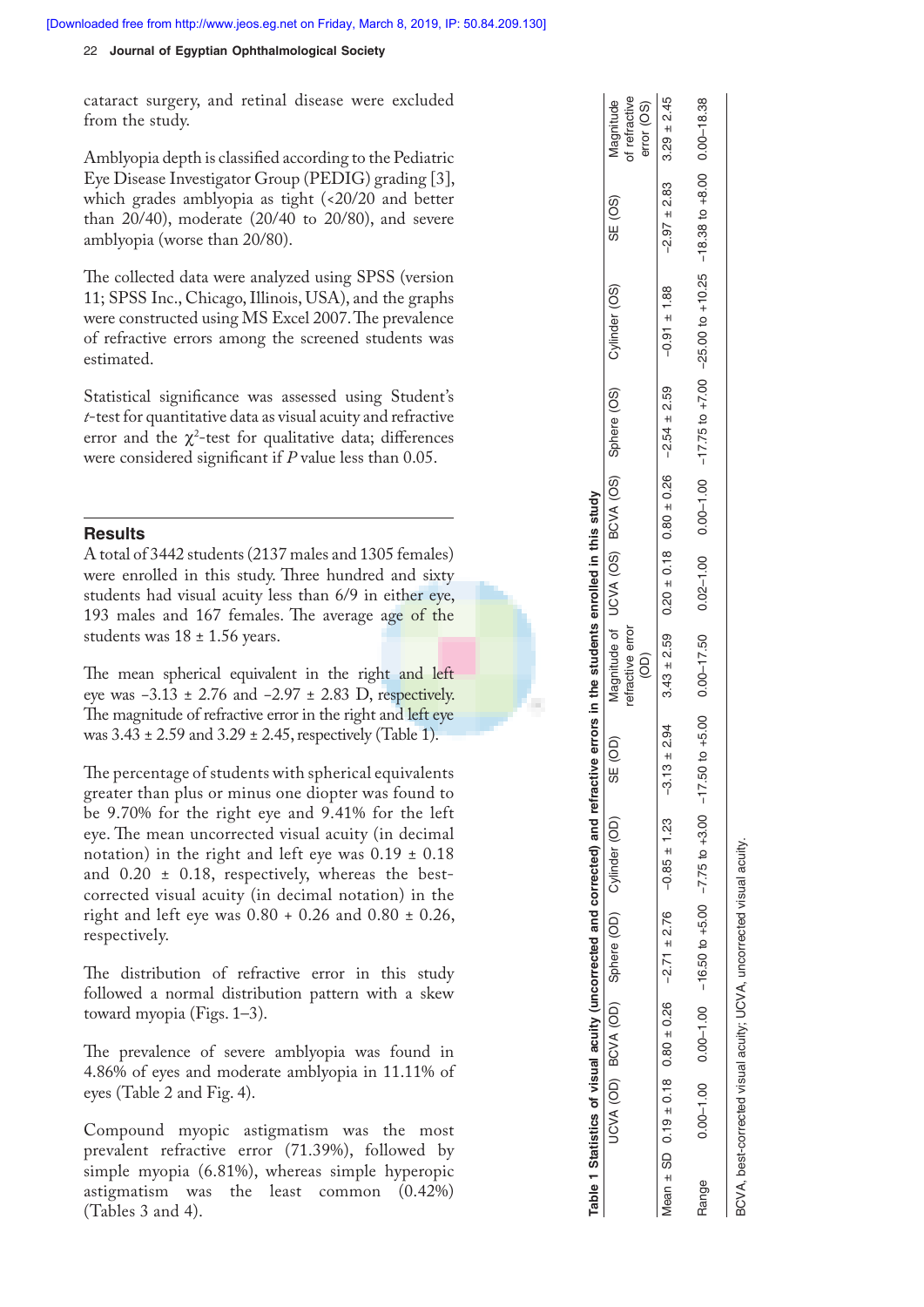cataract surgery, and retinal disease were excluded from the study.

Amblyopia depth is classified according to the Pediatric Eye Disease Investigator Group (PEDIG) grading [3], which grades amblyopia as tight (<20/20 and better than 20/40), moderate (20/40 to 20/80), and severe amblyopia (worse than 20/80).

The collected data were analyzed using SPSS (version 11; SPSS Inc., Chicago, Illinois, USA), and the graphs were constructed using MS Excel 2007. The prevalence of refractive errors among the screened students was estimated.

Statistical significance was assessed using Student's *t*-test for quantitative data as visual acuity and refractive error and the $\chi^2$-test for qualitative data; differences were considered significant if *P* value less than 0.05.

## Results

A total of 3442 students (2137 males and 1305 females) were enrolled in this study. Three hundred and sixty students had visual acuity less than 6/9 in either eye, 193 males and 167 females. The average age of the students was 18 ± 1.56 years.

The mean spherical equivalent in the right and left eye was −3.13 ± 2.76 and −2.97 ± 2.83 D, respectively. The magnitude of refractive error in the right and left eye was 3.43 ± 2.59 and 3.29 ± 2.45, respectively (Table 1).

The percentage of students with spherical equivalents greater than plus or minus one diopter was found to be 9.70% for the right eye and 9.41% for the left eye. The mean uncorrected visual acuity (in decimal notation) in the right and left eye was 0.19 ± 0.18 and 0.20 ± 0.18, respectively, whereas the best-corrected visual acuity (in decimal notation) in the right and left eye was 0.80 + 0.26 and 0.80 ± 0.26, respectively.

The distribution of refractive error in this study followed a normal distribution pattern with a skew toward myopia (Figs. 1–3).

The prevalence of severe amblyopia was found in 4.86% of eyes and moderate amblyopia in 11.11% of eyes (Table 2 and Fig. 4).

Compound myopic astigmatism was the most prevalent refractive error (71.39%), followed by simple myopia (6.81%), whereas simple hyperopic astigmatism was the least common (0.42%) (Tables 3 and 4).

**Table 1 Statistics of visual acuity (uncorrected and corrected) and refractive errors in the students enrolled in this study**

| | UCVA (OD) | BCVA (OD) | Sphere (OD) | Cylinder (OD) | SE (OD) | Magnitude of refractive error (OD) | UCVA (OS) | BCVA (OS) | Sphere (OS) | Cylinder (OS) | SE (OS) | Magnitude of refractive error (OS) |
|---|---|---|---|---|---|---|---|---|---|---|---|---|
| Mean ± SD | 0.19 ± 0.18 | 0.80 ± 0.26 | −2.71 ± 2.76 | −0.85 ± 1.23 | −3.13 ± 2.94 | 3.43 ± 2.59 | 0.20 ± 0.18 | 0.80 ± 0.26 | −2.54 ± 2.59 | −0.91 ± 1.88 | −2.97 ± 2.83 | 3.29 ± 2.45 |
| Range | 0.00–1.00 | 0.00–1.00 | −16.50 to +5.00 | −7.75 to +3.00 | −17.50 to +5.00 | 0.00–17.50 | 0.02–1.00 | 0.00–1.00 | −17.75 to +7.00 | −25.00 to +10.25 | −18.38 to +8.00 | 0.00–18.38 |

BCVA, best-corrected visual acuity; UCVA, uncorrected visual acuity.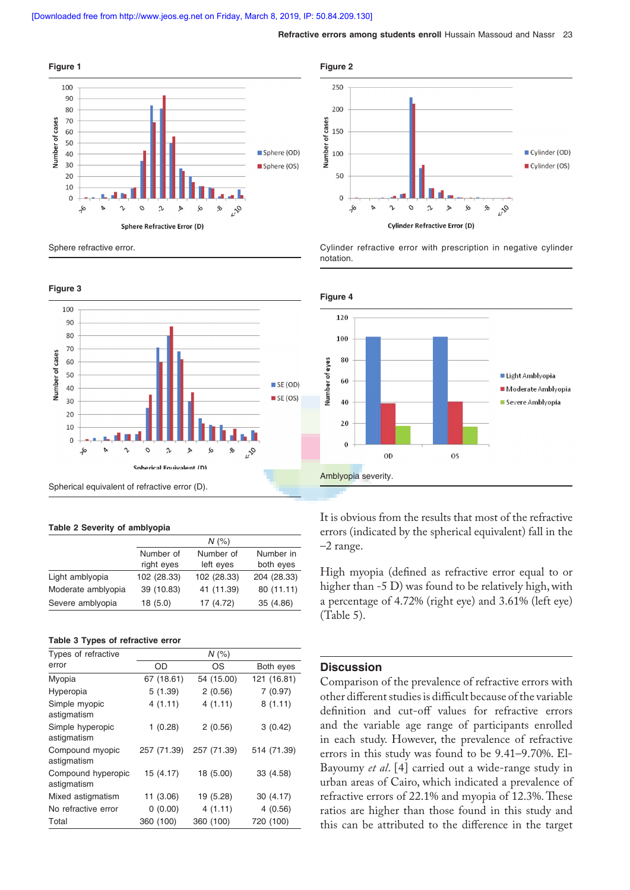**Figure 1**

Sphere refractive error.

**Figure 2**

Cylinder refractive error with prescription in negative cylinder notation.

**Figure 3**

Spherical equivalent of refractive error (D).

**Figure 4**

Amblyopia severity.

**Table 2 Severity of amblyopia**

| | N (%) | | |
|---|---|---|---|
| | Number of right eyes | Number of left eyes | Number in both eyes |
| Light amblyopia | 102 (28.33) | 102 (28.33) | 204 (28.33) |
| Moderate amblyopia | 39 (10.83) | 41 (11.39) | 80 (11.11) |
| Severe amblyopia | 18 (5.0) | 17 (4.72) | 35 (4.86) |

**Table 3 Types of refractive error**

| Types of refractive error | N (%) | | |
|---|---|---|---|
| | OD | OS | Both eyes |
| Myopia | 67 (18.61) | 54 (15.00) | 121 (16.81) |
| Hyperopia | 5 (1.39) | 2 (0.56) | 7 (0.97) |
| Simple myopic astigmatism | 4 (1.11) | 4 (1.11) | 8 (1.11) |
| Simple hyperopic astigmatism | 1 (0.28) | 2 (0.56) | 3 (0.42) |
| Compound myopic astigmatism | 257 (71.39) | 257 (71.39) | 514 (71.39) |
| Compound hyperopic astigmatism | 15 (4.17) | 18 (5.00) | 33 (4.58) |
| Mixed astigmatism | 11 (3.06) | 19 (5.28) | 30 (4.17) |
| No refractive error | 0 (0.00) | 4 (1.11) | 4 (0.56) |
| Total | 360 (100) | 360 (100) | 720 (100) |

It is obvious from the results that most of the refractive errors (indicated by the spherical equivalent) fall in the –2 range.

High myopia (defined as refractive error equal to or higher than -5 D) was found to be relatively high, with a percentage of 4.72% (right eye) and 3.61% (left eye) (Table 5).

## Discussion

Comparison of the prevalence of refractive errors with other different studies is difficult because of the variable definition and cut-off values for refractive errors and the variable age range of participants enrolled in each study. However, the prevalence of refractive errors in this study was found to be 9.41–9.70%. El-Bayoumy *et al.* [4] carried out a wide-range study in urban areas of Cairo, which indicated a prevalence of refractive errors of 22.1% and myopia of 12.3%. These ratios are higher than those found in this study and this can be attributed to the difference in the target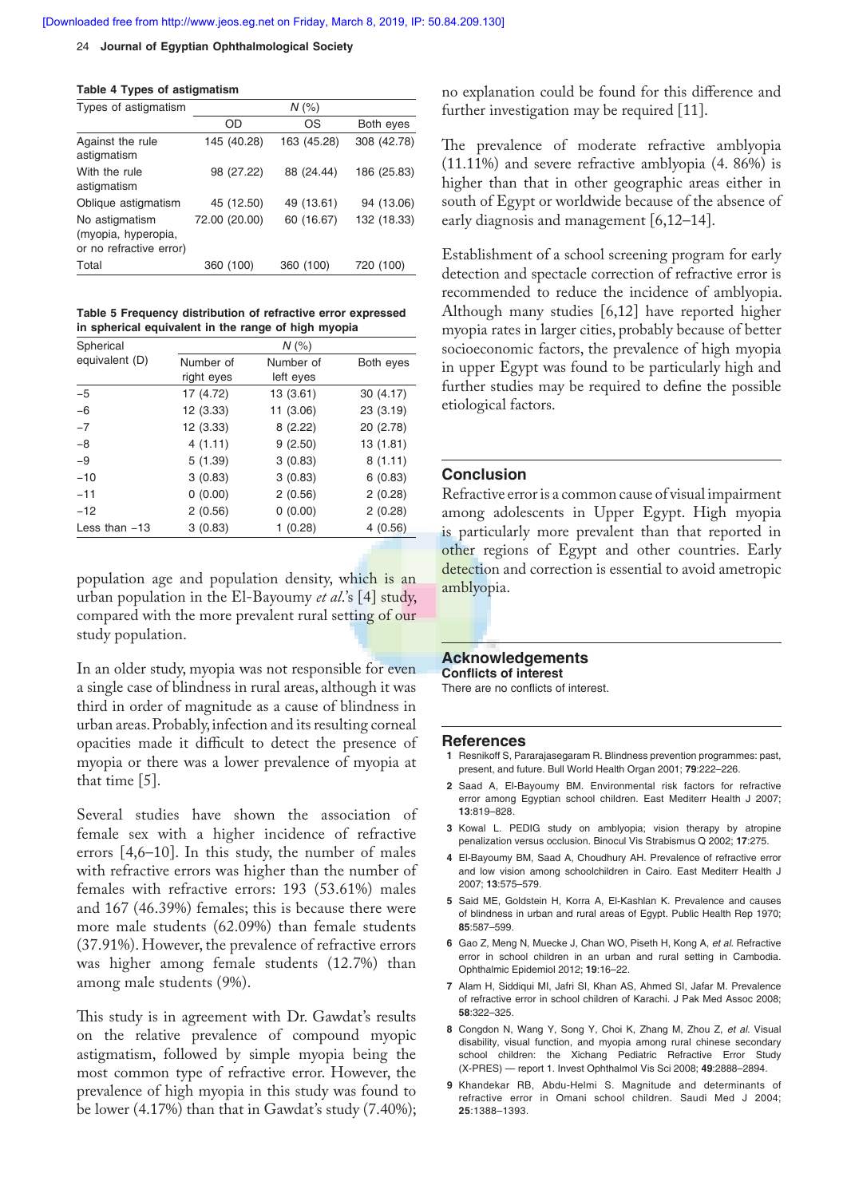**Table 4 Types of astigmatism**

| Types of astigmatism | N (%) | | |
|---|---|---|---|
| | OD | OS | Both eyes |
| Against the rule astigmatism | 145 (40.28) | 163 (45.28) | 308 (42.78) |
| With the rule astigmatism | 98 (27.22) | 88 (24.44) | 186 (25.83) |
| Oblique astigmatism | 45 (12.50) | 49 (13.61) | 94 (13.06) |
| No astigmatism (myopia, hyperopia, or no refractive error) | 72.00 (20.00) | 60 (16.67) | 132 (18.33) |
| Total | 360 (100) | 360 (100) | 720 (100) |

**Table 5 Frequency distribution of refractive error expressed in spherical equivalent in the range of high myopia**

| Spherical equivalent (D) | N (%) | | |
|---|---|---|---|
| | Number of right eyes | Number of left eyes | Both eyes |
| −5 | 17 (4.72) | 13 (3.61) | 30 (4.17) |
| −6 | 12 (3.33) | 11 (3.06) | 23 (3.19) |
| −7 | 12 (3.33) | 8 (2.22) | 20 (2.78) |
| −8 | 4 (1.11) | 9 (2.50) | 13 (1.81) |
| −9 | 5 (1.39) | 3 (0.83) | 8 (1.11) |
| −10 | 3 (0.83) | 3 (0.83) | 6 (0.83) |
| −11 | 0 (0.00) | 2 (0.56) | 2 (0.28) |
| −12 | 2 (0.56) | 0 (0.00) | 2 (0.28) |
| Less than −13 | 3 (0.83) | 1 (0.28) | 4 (0.56) |

population age and population density, which is an urban population in the El-Bayoumy *et al*.'s [4] study, compared with the more prevalent rural setting of our study population.

In an older study, myopia was not responsible for even a single case of blindness in rural areas, although it was third in order of magnitude as a cause of blindness in urban areas. Probably, infection and its resulting corneal opacities made it difficult to detect the presence of myopia or there was a lower prevalence of myopia at that time [5].

Several studies have shown the association of female sex with a higher incidence of refractive errors [4,6–10]. In this study, the number of males with refractive errors was higher than the number of females with refractive errors: 193 (53.61%) males and 167 (46.39%) females; this is because there were more male students (62.09%) than female students (37.91%). However, the prevalence of refractive errors was higher among female students (12.7%) than among male students (9%).

This study is in agreement with Dr. Gawdat's results on the relative prevalence of compound myopic astigmatism, followed by simple myopia being the most common type of refractive error. However, the prevalence of high myopia in this study was found to be lower (4.17%) than that in Gawdat's study (7.40%); no explanation could be found for this difference and further investigation may be required [11].

The prevalence of moderate refractive amblyopia (11.11%) and severe refractive amblyopia (4. 86%) is higher than that in other geographic areas either in south of Egypt or worldwide because of the absence of early diagnosis and management [6,12–14].

Establishment of a school screening program for early detection and spectacle correction of refractive error is recommended to reduce the incidence of amblyopia. Although many studies [6,12] have reported higher myopia rates in larger cities, probably because of better socioeconomic factors, the prevalence of high myopia in upper Egypt was found to be particularly high and further studies may be required to define the possible etiological factors.

## Conclusion

Refractive error is a common cause of visual impairment among adolescents in Upper Egypt. High myopia is particularly more prevalent than that reported in other regions of Egypt and other countries. Early detection and correction is essential to avoid ametropic amblyopia.

## Acknowledgements

**Conflicts of interest**

There are no conflicts of interest.

## References

1 Resnikoff S, Pararajasegaram R. Blindness prevention programmes: past, present, and future. Bull World Health Organ 2001; **79**:222–226.

2 Saad A, El-Bayoumy BM. Environmental risk factors for refractive error among Egyptian school children. East Mediterr Health J 2007; **13**:819–828.

3 Kowal L. PEDIG study on amblyopia; vision therapy by atropine penalization versus occlusion. Binocul Vis Strabismus Q 2002; **17**:275.

4 El-Bayoumy BM, Saad A, Choudhury AH. Prevalence of refractive error and low vision among schoolchildren in Cairo. East Mediterr Health J 2007; **13**:575–579.

5 Said ME, Goldstein H, Korra A, El-Kashlan K. Prevalence and causes of blindness in urban and rural areas of Egypt. Public Health Rep 1970; **85**:587–599.

6 Gao Z, Meng N, Muecke J, Chan WO, Piseth H, Kong A, *et al.* Refractive error in school children in an urban and rural setting in Cambodia. Ophthalmic Epidemiol 2012; **19**:16–22.

7 Alam H, Siddiqui MI, Jafri SI, Khan AS, Ahmed SI, Jafar M. Prevalence of refractive error in school children of Karachi. J Pak Med Assoc 2008; **58**:322–325.

8 Congdon N, Wang Y, Song Y, Choi K, Zhang M, Zhou Z, *et al.* Visual disability, visual function, and myopia among rural chinese secondary school children: the Xichang Pediatric Refractive Error Study (X-PRES) — report 1. Invest Ophthalmol Vis Sci 2008; **49**:2888–2894.

9 Khandekar RB, Abdu-Helmi S. Magnitude and determinants of refractive error in Omani school children. Saudi Med J 2004; **25**:1388–1393.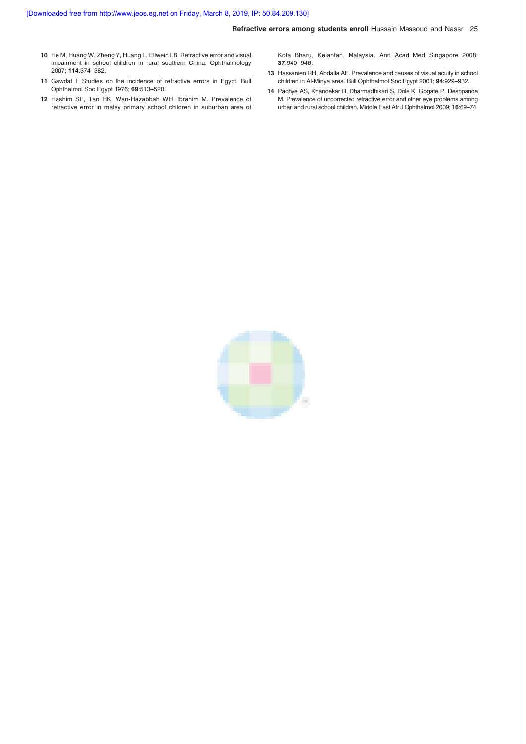10 He M, Huang W, Zheng Y, Huang L, Ellwein LB. Refractive error and visual impairment in school children in rural southern China. Ophthalmology 2007; **114**:374–382.

11 Gawdat I. Studies on the incidence of refractive errors in Egypt. Bull Ophthalmol Soc Egypt 1976; **69**:513–520.

12 Hashim SE, Tan HK, Wan-Hazabbah WH, Ibrahim M. Prevalence of refractive error in malay primary school children in suburban area of Kota Bharu, Kelantan, Malaysia. Ann Acad Med Singapore 2008; **37**:940–946.

13 Hassanien RH, Abdalla AE. Prevalence and causes of visual acuity in school children in Al-Minya area. Bull Ophthalmol Soc Egypt 2001; **94**:929–932.

14 Padhye AS, Khandekar R, Dharmadhikari S, Dole K, Gogate P, Deshpande M. Prevalence of uncorrected refractive error and other eye problems among urban and rural school children. Middle East Afr J Ophthalmol 2009; **16**:69–74.